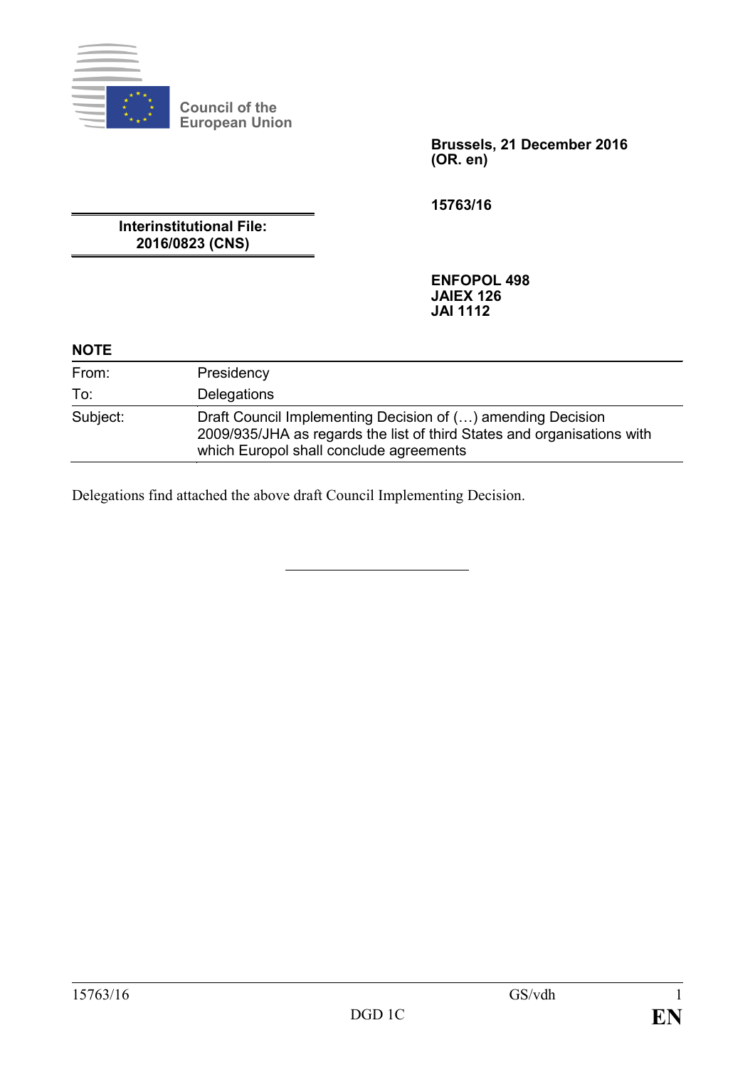Council of the European Union

**Brussels, 21 December 2016**
**(OR. en)**

**15763/16**

**Interinstitutional File:**
**2016/0823 (CNS)**

**ENFOPOL 498**
**JAIEX 126**
**JAI 1112**

**NOTE**

| | |
|---|---|
| From: | Presidency |
| To: | Delegations |
| Subject: | Draft Council Implementing Decision of (…) amending Decision 2009/935/JHA as regards the list of third States and organisations with which Europol shall conclude agreements |

Delegations find attached the above draft Council Implementing Decision.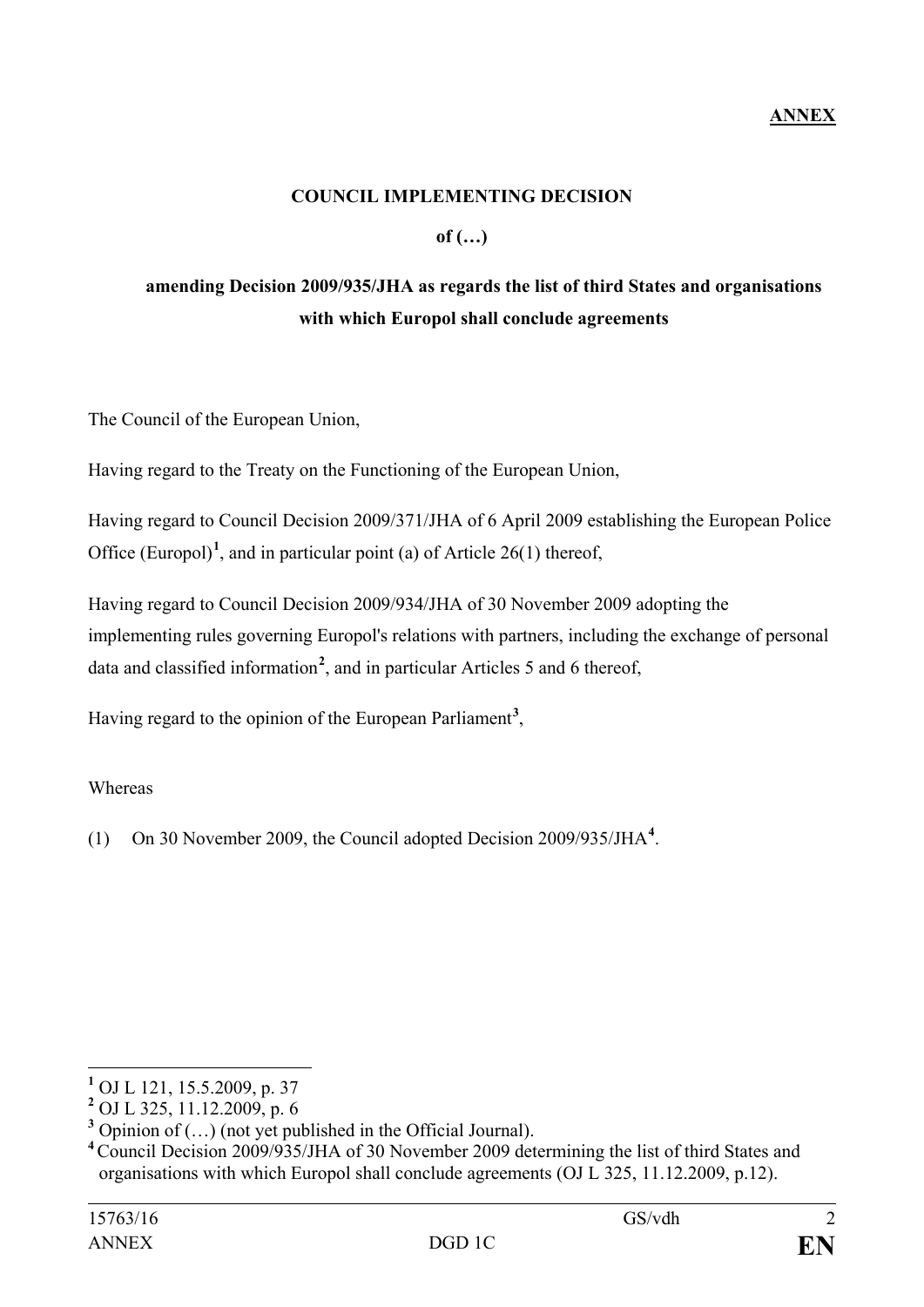**ANNEX**

**COUNCIL IMPLEMENTING DECISION**

**of (…)**

**amending Decision 2009/935/JHA as regards the list of third States and organisations with which Europol shall conclude agreements**

The Council of the European Union,

Having regard to the Treaty on the Functioning of the European Union,

Having regard to Council Decision 2009/371/JHA of 6 April 2009 establishing the European Police Office (Europol)[1], and in particular point (a) of Article 26(1) thereof,

Having regard to Council Decision 2009/934/JHA of 30 November 2009 adopting the implementing rules governing Europol's relations with partners, including the exchange of personal data and classified information[2], and in particular Articles 5 and 6 thereof,

Having regard to the opinion of the European Parliament[3],

Whereas

(1) On 30 November 2009, the Council adopted Decision 2009/935/JHA[4].

---

[1] OJ L 121, 15.5.2009, p. 37

[2] OJ L 325, 11.12.2009, p. 6

[3] Opinion of (…) (not yet published in the Official Journal).

[4] Council Decision 2009/935/JHA of 30 November 2009 determining the list of third States and organisations with which Europol shall conclude agreements (OJ L 325, 11.12.2009, p.12).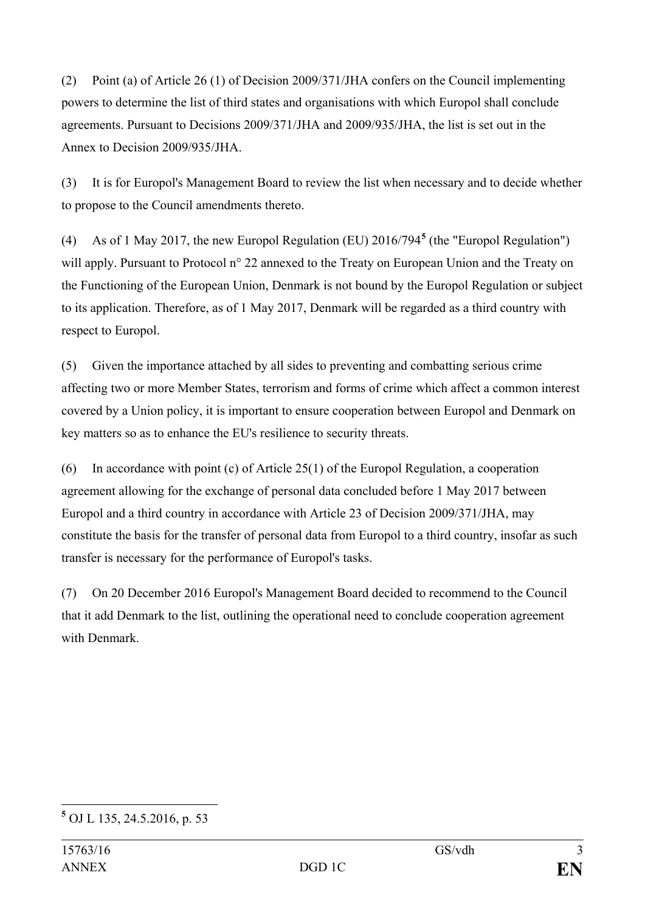(2) Point (a) of Article 26 (1) of Decision 2009/371/JHA confers on the Council implementing powers to determine the list of third states and organisations with which Europol shall conclude agreements. Pursuant to Decisions 2009/371/JHA and 2009/935/JHA, the list is set out in the Annex to Decision 2009/935/JHA.

(3) It is for Europol's Management Board to review the list when necessary and to decide whether to propose to the Council amendments thereto.

(4) As of 1 May 2017, the new Europol Regulation (EU) 2016/794[5] (the "Europol Regulation") will apply. Pursuant to Protocol n° 22 annexed to the Treaty on European Union and the Treaty on the Functioning of the European Union, Denmark is not bound by the Europol Regulation or subject to its application. Therefore, as of 1 May 2017, Denmark will be regarded as a third country with respect to Europol.

(5) Given the importance attached by all sides to preventing and combatting serious crime affecting two or more Member States, terrorism and forms of crime which affect a common interest covered by a Union policy, it is important to ensure cooperation between Europol and Denmark on key matters so as to enhance the EU's resilience to security threats.

(6) In accordance with point (c) of Article 25(1) of the Europol Regulation, a cooperation agreement allowing for the exchange of personal data concluded before 1 May 2017 between Europol and a third country in accordance with Article 23 of Decision 2009/371/JHA, may constitute the basis for the transfer of personal data from Europol to a third country, insofar as such transfer is necessary for the performance of Europol's tasks.

(7) On 20 December 2016 Europol's Management Board decided to recommend to the Council that it add Denmark to the list, outlining the operational need to conclude cooperation agreement with Denmark.

---

[5] OJ L 135, 24.5.2016, p. 53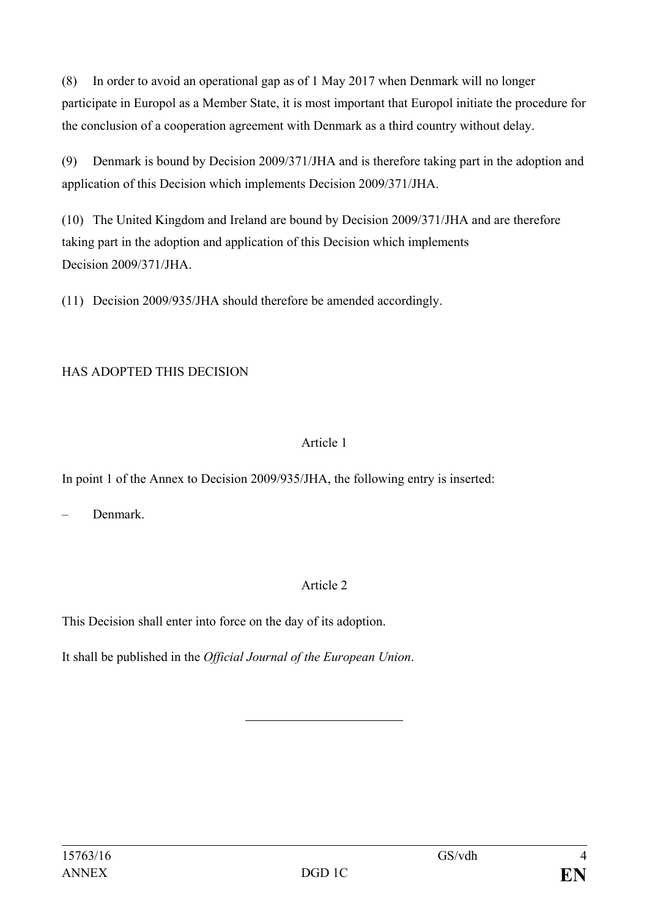(8) In order to avoid an operational gap as of 1 May 2017 when Denmark will no longer participate in Europol as a Member State, it is most important that Europol initiate the procedure for the conclusion of a cooperation agreement with Denmark as a third country without delay.

(9) Denmark is bound by Decision 2009/371/JHA and is therefore taking part in the adoption and application of this Decision which implements Decision 2009/371/JHA.

(10) The United Kingdom and Ireland are bound by Decision 2009/371/JHA and are therefore taking part in the adoption and application of this Decision which implements Decision 2009/371/JHA.

(11) Decision 2009/935/JHA should therefore be amended accordingly.

HAS ADOPTED THIS DECISION

Article 1

In point 1 of the Annex to Decision 2009/935/JHA, the following entry is inserted:

– Denmark.

Article 2

This Decision shall enter into force on the day of its adoption.

It shall be published in the *Official Journal of the European Union*.